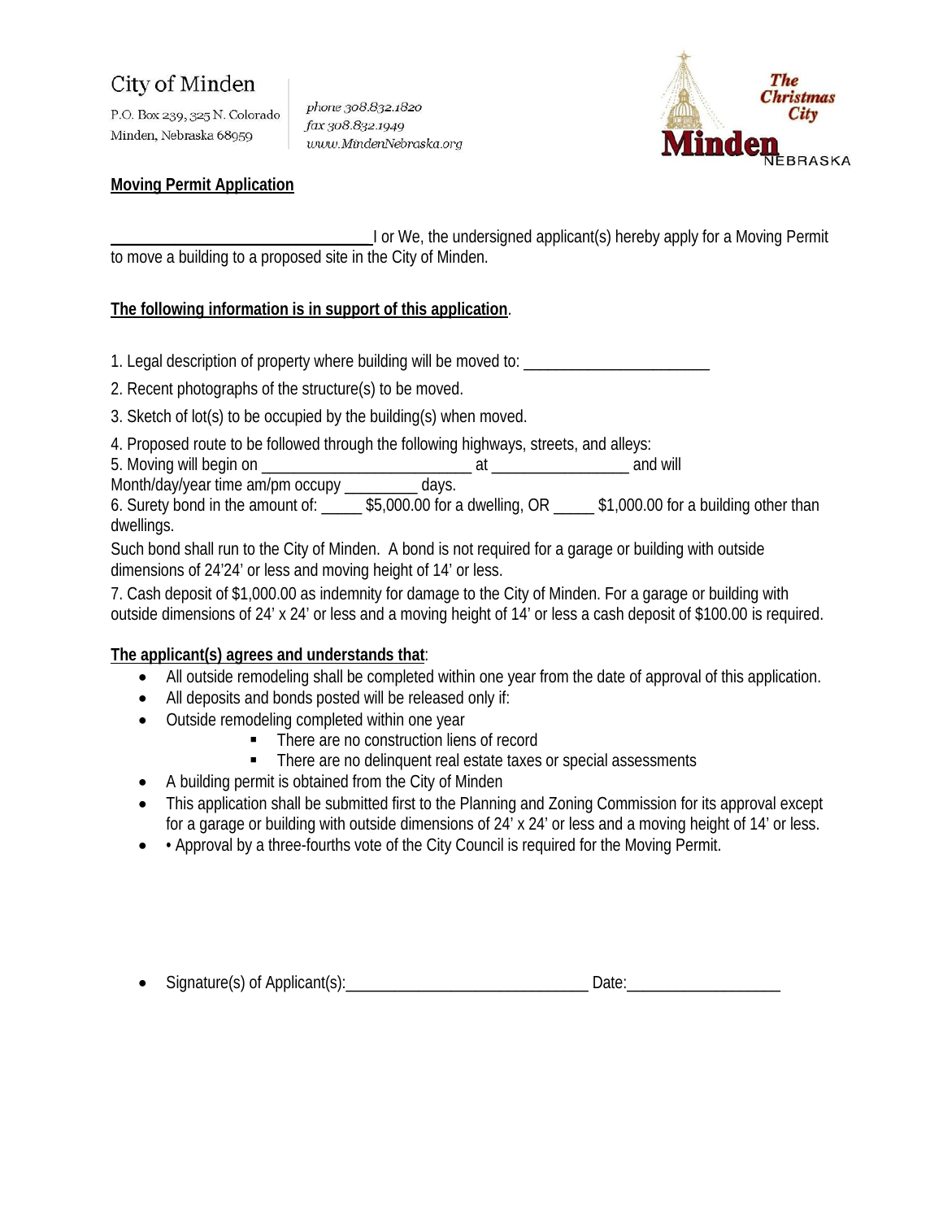City of Minden

P.O. Box 239, 325 N. Colorado
Minden, Nebraska 68959

*phone 308.832.1820*
*fax 308.832.1949*
*www.MindenNebraska.org*

The Christmas City
Minden NEBRASKA

**Moving Permit Application**

________________________________I or We, the undersigned applicant(s) hereby apply for a Moving Permit to move a building to a proposed site in the City of Minden.

**The following information is in support of this application**.

1. Legal description of property where building will be moved to: _______________________
2. Recent photographs of the structure(s) to be moved.
3. Sketch of lot(s) to be occupied by the building(s) when moved.
4. Proposed route to be followed through the following highways, streets, and alleys:
5. Moving will begin on __________________________ at _________________ and will
Month/day/year time am/pm occupy _________ days.
6. Surety bond in the amount of: _____ $5,000.00 for a dwelling, OR _____ $1,000.00 for a building other than dwellings.
Such bond shall run to the City of Minden. A bond is not required for a garage or building with outside dimensions of 24'24' or less and moving height of 14' or less.
7. Cash deposit of $1,000.00 as indemnity for damage to the City of Minden. For a garage or building with outside dimensions of 24' x 24' or less and a moving height of 14' or less a cash deposit of $100.00 is required.

**The applicant(s) agrees and understands that**:

- All outside remodeling shall be completed within one year from the date of approval of this application.
- All deposits and bonds posted will be released only if:
- Outside remodeling completed within one year
    - There are no construction liens of record
    - There are no delinquent real estate taxes or special assessments
- A building permit is obtained from the City of Minden
- This application shall be submitted first to the Planning and Zoning Commission for its approval except for a garage or building with outside dimensions of 24' x 24' or less and a moving height of 14' or less.
- • Approval by a three-fourths vote of the City Council is required for the Moving Permit.

- Signature(s) of Applicant(s):______________________________ Date:___________________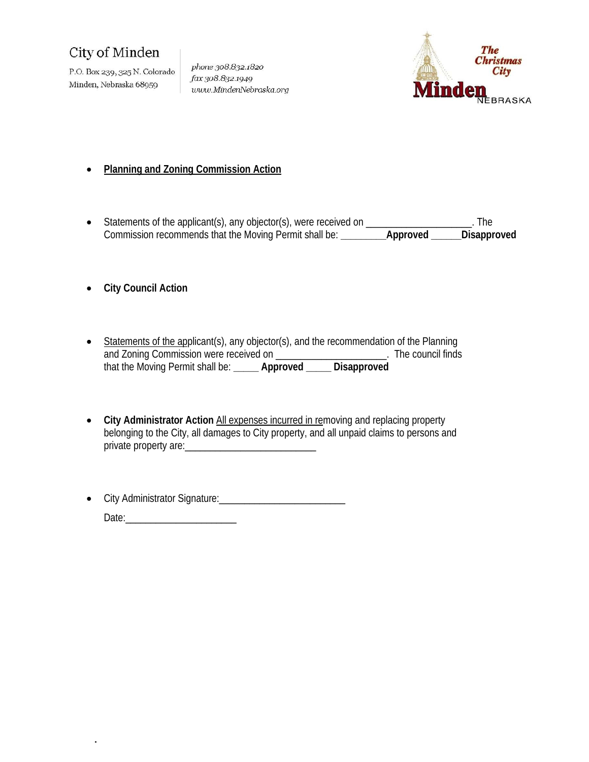City of Minden

P.O. Box 239, 325 N. Colorado
Minden, Nebraska 68959

phone 308.832.1820
fax 308.832.1949
www.MindenNebraska.org

The Christmas City
Minden NEBRASKA

- **Planning and Zoning Commission Action**

- Statements of the applicant(s), any objector(s), were received on ____________________. The Commission recommends that the Moving Permit shall be: _________**Approved** ______**Disapproved**

- **City Council Action**

- Statements of the applicant(s), any objector(s), and the recommendation of the Planning and Zoning Commission were received on _____________________. The council finds that the Moving Permit shall be: _____ **Approved** _____ **Disapproved**

- **City Administrator Action** All expenses incurred in removing and replacing property belonging to the City, all damages to City property, and all unpaid claims to persons and private property are:__________________________

- City Administrator Signature:_________________________

  Date:______________________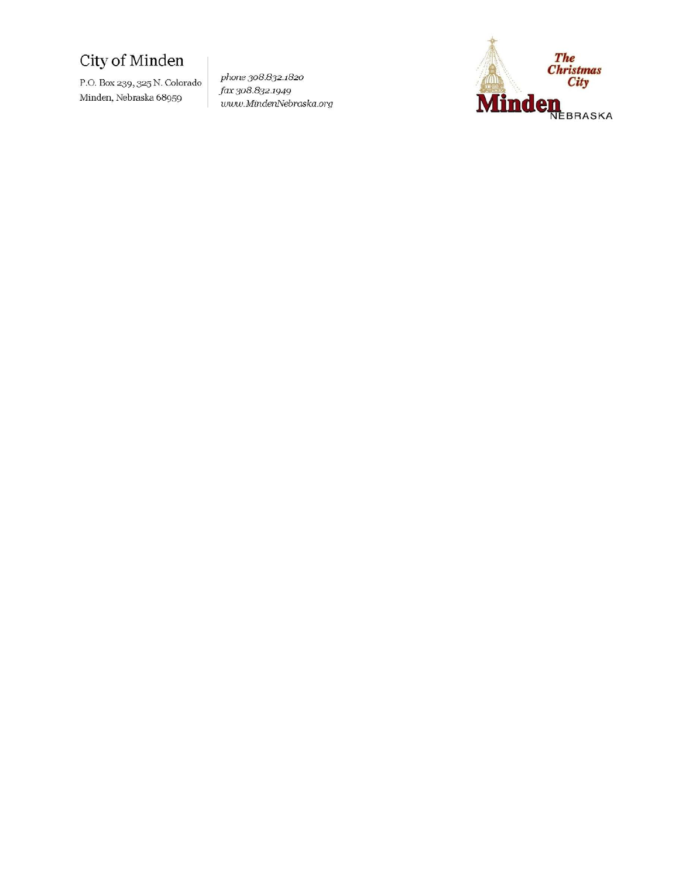City of Minden

P.O. Box 239, 325 N. Colorado
Minden, Nebraska 68959

*phone 308.832.1820*
*fax 308.832.1949*
*www.MindenNebraska.org*

The Christmas City
Minden NEBRASKA